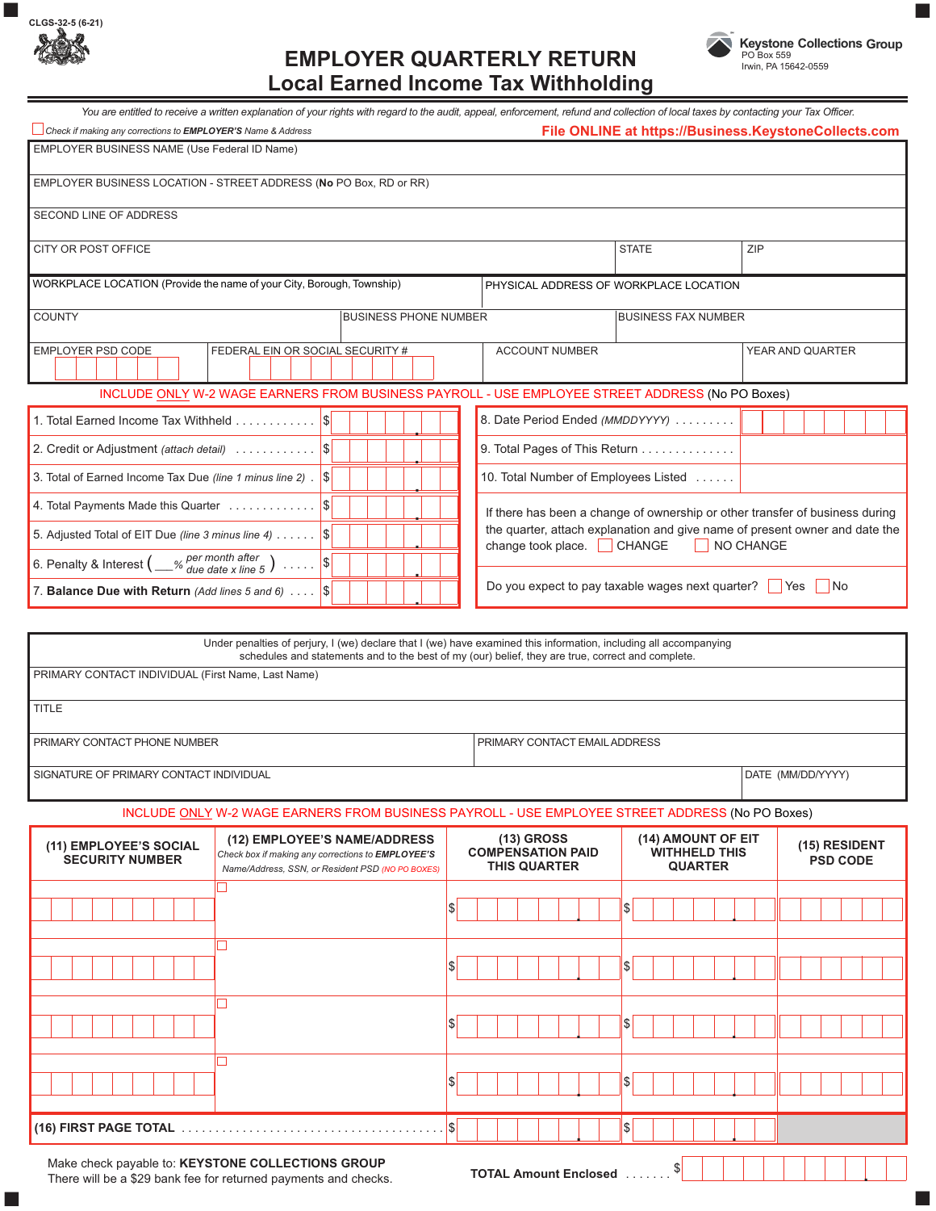CLGS-32-5 (6-21)

# EMPLOYER QUARTERLY RETURN
## Local Earned Income Tax Withholding

**Keystone Collections Group**
PO Box 559
Irwin, PA 15642-0559

*You are entitled to receive a written explanation of your rights with regard to the audit, appeal, enforcement, refund and collection of local taxes by contacting your Tax Officer.*

☐ *Check if making any corrections to* ***EMPLOYER'S*** *Name & Address*

**File ONLINE at https://Business.KeystoneCollects.com**

| | | |
|---|---|---|
| EMPLOYER BUSINESS NAME (Use Federal ID Name) | | |
| EMPLOYER BUSINESS LOCATION - STREET ADDRESS (**No** PO Box, RD or RR) | | |
| SECOND LINE OF ADDRESS | | |
| CITY OR POST OFFICE | STATE | ZIP |
| WORKPLACE LOCATION (Provide the name of your City, Borough, Township) | PHYSICAL ADDRESS OF WORKPLACE LOCATION | |
| COUNTY | BUSINESS PHONE NUMBER | BUSINESS FAX NUMBER |
| EMPLOYER PSD CODE | FEDERAL EIN OR SOCIAL SECURITY # | ACCOUNT NUMBER / YEAR AND QUARTER |

INCLUDE ONLY W-2 WAGE EARNERS FROM BUSINESS PAYROLL - USE EMPLOYEE STREET ADDRESS (No PO Boxes)

| | |
|---|---|
| 1. Total Earned Income Tax Withheld | $ |
| 2. Credit or Adjustment *(attach detail)* | $ |
| 3. Total of Earned Income Tax Due *(line 1 minus line 2)* | $ |
| 4. Total Payments Made this Quarter | $ |
| 5. Adjusted Total of EIT Due *(line 3 minus line 4)* | $ |
| 6. Penalty & Interest ( ___% *per month after due date x line 5* ) | $ |
| 7. **Balance Due with Return** *(Add lines 5 and 6)* | $ |

| | |
|---|---|
| 8. Date Period Ended *(MMDDYYYY)* | |
| 9. Total Pages of This Return | |
| 10. Total Number of Employees Listed | |

If there has been a change of ownership or other transfer of business during the quarter, attach explanation and give name of present owner and date the change took place. ☐ CHANGE ☐ NO CHANGE

Do you expect to pay taxable wages next quarter? ☐ Yes ☐ No

Under penalties of perjury, I (we) declare that I (we) have examined this information, including all accompanying schedules and statements and to the best of my (our) belief, they are true, correct and complete.

| | |
|---|---|
| PRIMARY CONTACT INDIVIDUAL (First Name, Last Name) | |
| TITLE | |
| PRIMARY CONTACT PHONE NUMBER | PRIMARY CONTACT EMAIL ADDRESS |
| SIGNATURE OF PRIMARY CONTACT INDIVIDUAL | DATE (MM/DD/YYYY) |

INCLUDE ONLY W-2 WAGE EARNERS FROM BUSINESS PAYROLL - USE EMPLOYEE STREET ADDRESS (No PO Boxes)

| (11) EMPLOYEE'S SOCIAL SECURITY NUMBER | (12) EMPLOYEE'S NAME/ADDRESS *Check box if making any corrections to EMPLOYEE'S Name/Address, SSN, or Resident PSD (NO PO BOXES)* | (13) GROSS COMPENSATION PAID THIS QUARTER | (14) AMOUNT OF EIT WITHHELD THIS QUARTER | (15) RESIDENT PSD CODE |
|---|---|---|---|---|
| | ☐ | $ | $ | |
| | ☐ | $ | $ | |
| | ☐ | $ | $ | |
| | ☐ | $ | $ | |
| **(16) FIRST PAGE TOTAL** | | $ | $ | |

Make check payable to: **KEYSTONE COLLECTIONS GROUP**
There will be a $29 bank fee for returned payments and checks.

**TOTAL Amount Enclosed** ....... $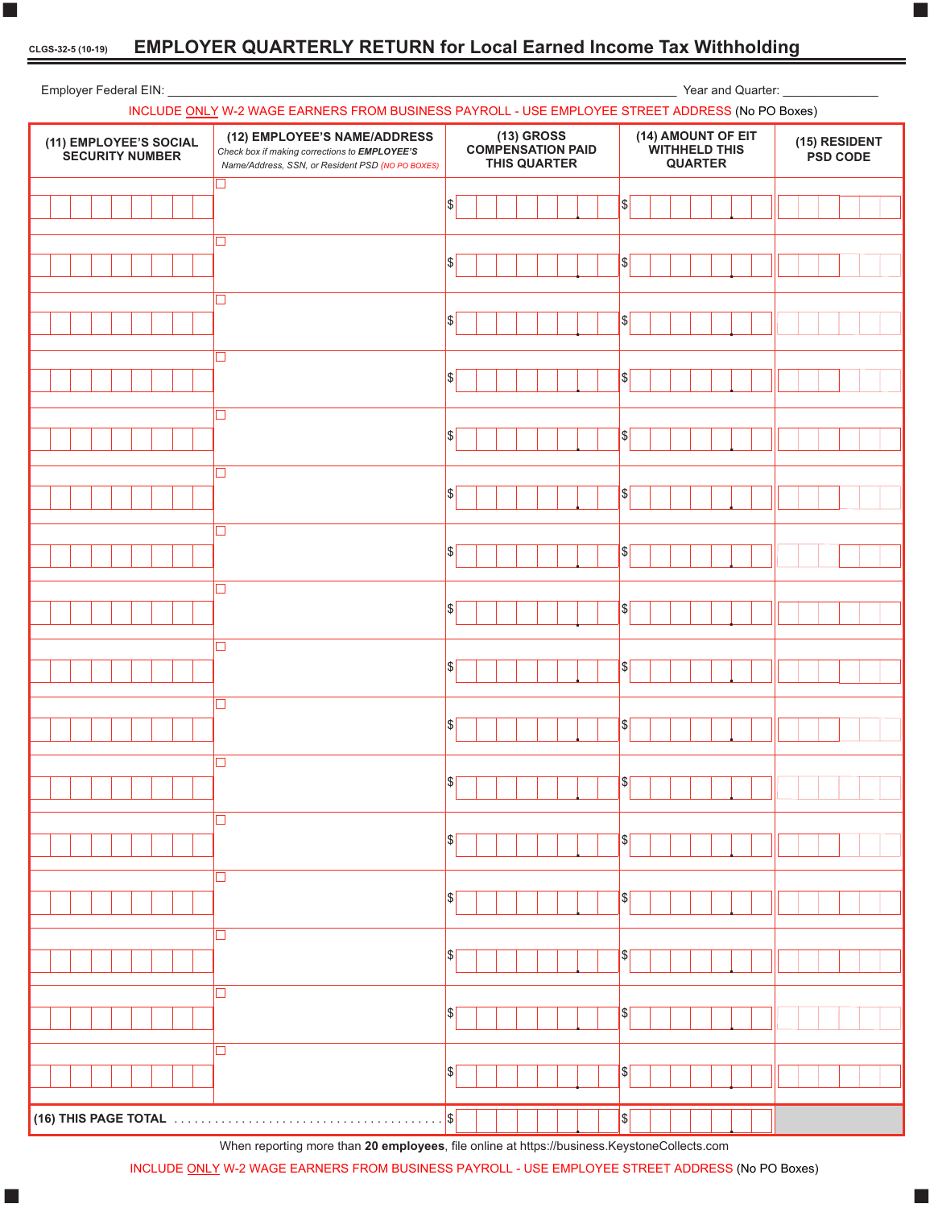CLGS-32-5 (10-19) **EMPLOYER QUARTERLY RETURN for Local Earned Income Tax Withholding**

Employer Federal EIN: ______________________________ Year and Quarter: ______________

INCLUDE ONLY W-2 WAGE EARNERS FROM BUSINESS PAYROLL - USE EMPLOYEE STREET ADDRESS (No PO Boxes)

| (11) EMPLOYEE'S SOCIAL SECURITY NUMBER | (12) EMPLOYEE'S NAME/ADDRESS *Check box if making corrections to **EMPLOYEE'S** Name/Address, SSN, or Resident PSD (NO PO BOXES)* | (13) GROSS COMPENSATION PAID THIS QUARTER | (14) AMOUNT OF EIT WITHHELD THIS QUARTER | (15) RESIDENT PSD CODE |
|---|---|---|---|---|
| | ☐ | $ | $ | |
| | ☐ | $ | $ | |
| | ☐ | $ | $ | |
| | ☐ | $ | $ | |
| | ☐ | $ | $ | |
| | ☐ | $ | $ | |
| | ☐ | $ | $ | |
| | ☐ | $ | $ | |
| | ☐ | $ | $ | |
| | ☐ | $ | $ | |
| | ☐ | $ | $ | |
| | ☐ | $ | $ | |
| | ☐ | $ | $ | |
| | ☐ | $ | $ | |
| | ☐ | $ | $ | |
| | ☐ | $ | $ | |
| (16) THIS PAGE TOTAL ........................................ | | $ | $ | |

When reporting more than **20 employees**, file online at https://business.KeystoneCollects.com

INCLUDE ONLY W-2 WAGE EARNERS FROM BUSINESS PAYROLL - USE EMPLOYEE STREET ADDRESS (No PO Boxes)